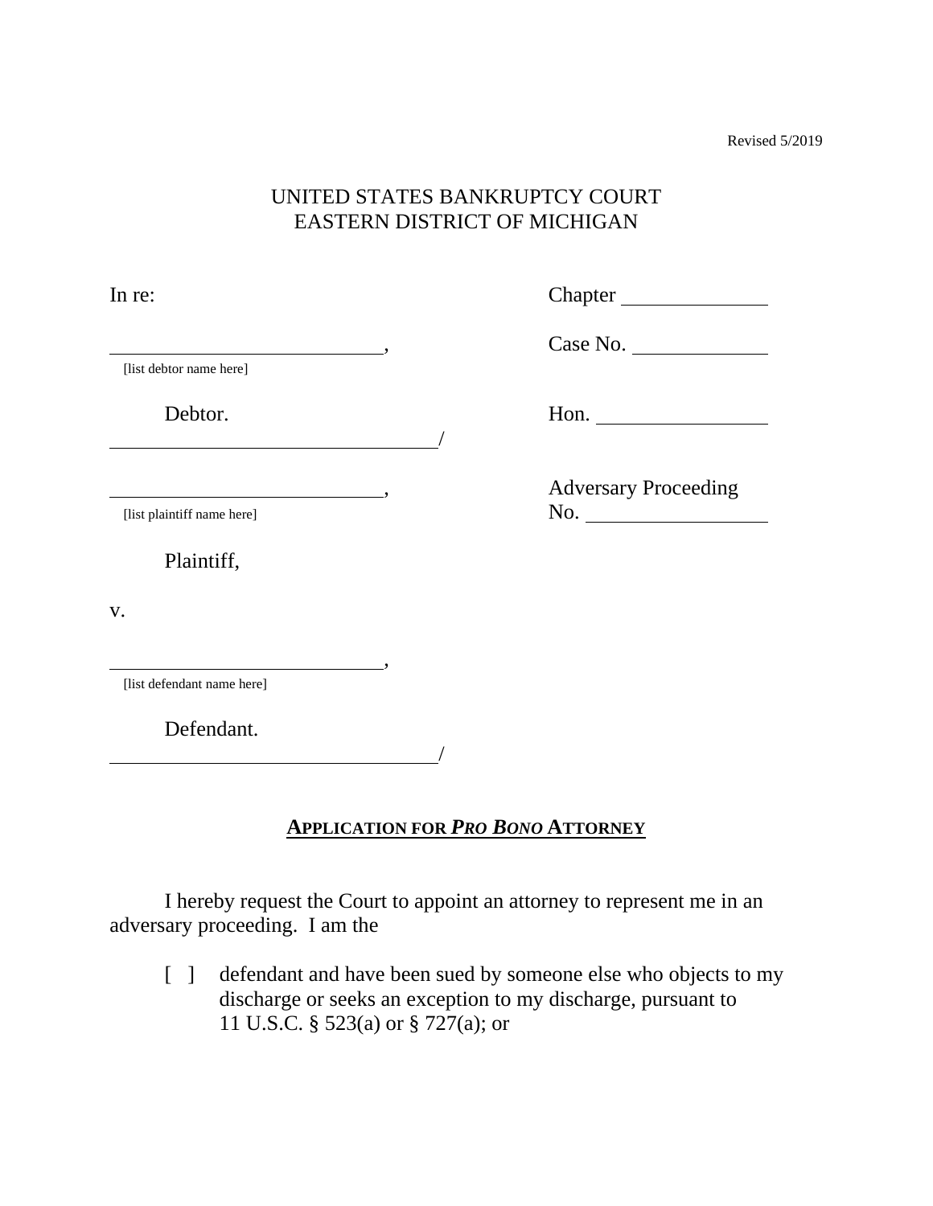Revised 5/2019

UNITED STATES BANKRUPTCY COURT
EASTERN DISTRICT OF MICHIGAN

In re: Chapter ______________

______________________________, Case No. ______________
[list debtor name here]

Debtor. Hon. ________________
____________________________________/

______________________________, Adversary Proceeding
[list plaintiff name here] No. ________________

Plaintiff,

v.

______________________________,
[list defendant name here]

Defendant.
____________________________________/

## APPLICATION FOR *PRO BONO* ATTORNEY

I hereby request the Court to appoint an attorney to represent me in an adversary proceeding. I am the

[ ] defendant and have been sued by someone else who objects to my discharge or seeks an exception to my discharge, pursuant to 11 U.S.C. § 523(a) or § 727(a); or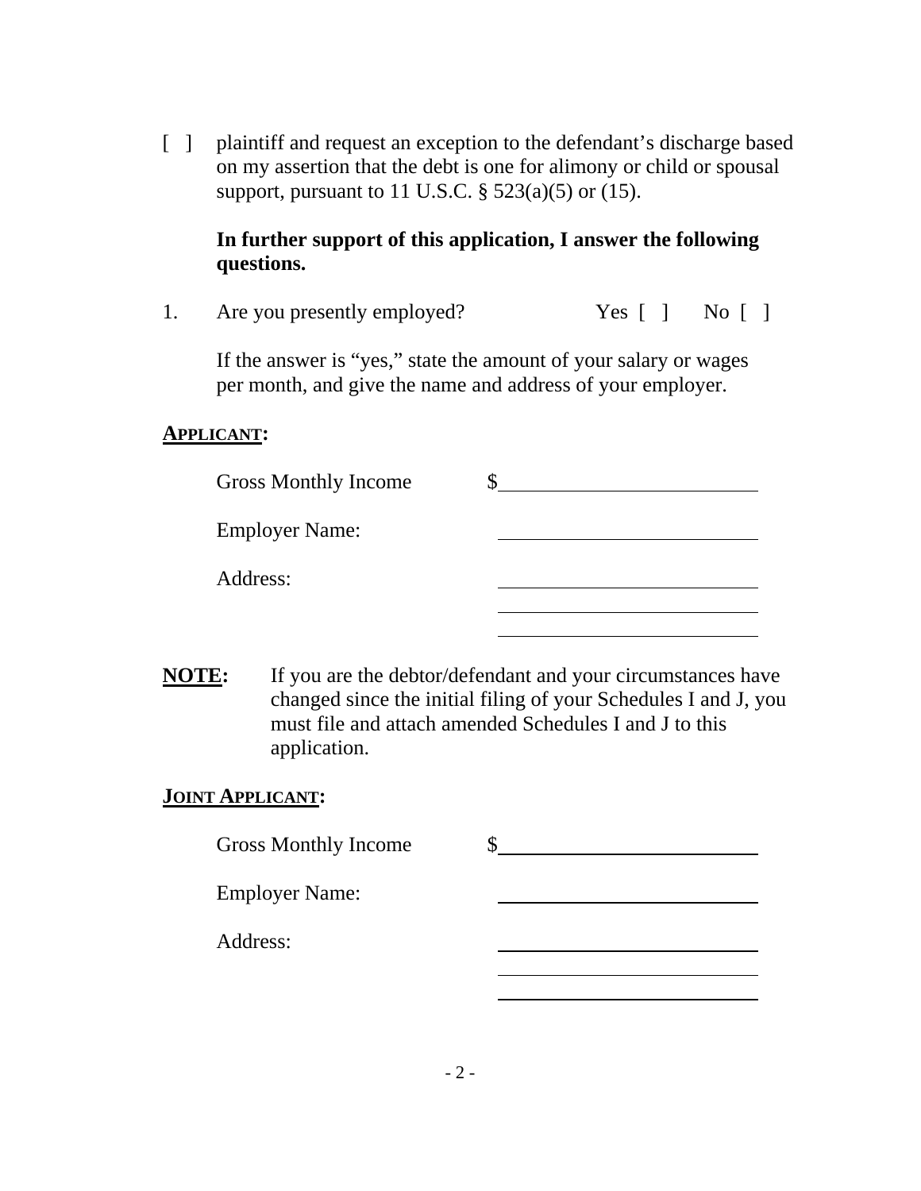[ ] plaintiff and request an exception to the defendant's discharge based on my assertion that the debt is one for alimony or child or spousal support, pursuant to 11 U.S.C. § 523(a)(5) or (15).

**In further support of this application, I answer the following questions.**

1. Are you presently employed? Yes [ ] No [ ]

   If the answer is "yes," state the amount of your salary or wages per month, and give the name and address of your employer.

**APPLICANT:**

Gross Monthly Income $\_\_\_\_\_\_\_\_\_\_\_\_\_\_\_\_\_\_\_\_\_\_\_\_

Employer Name: \_\_\_\_\_\_\_\_\_\_\_\_\_\_\_\_\_\_\_\_\_\_\_\_

Address: \_\_\_\_\_\_\_\_\_\_\_\_\_\_\_\_\_\_\_\_\_\_\_\_

\_\_\_\_\_\_\_\_\_\_\_\_\_\_\_\_\_\_\_\_\_\_\_\_

\_\_\_\_\_\_\_\_\_\_\_\_\_\_\_\_\_\_\_\_\_\_\_\_

**NOTE:** If you are the debtor/defendant and your circumstances have changed since the initial filing of your Schedules I and J, you must file and attach amended Schedules I and J to this application.

**JOINT APPLICANT:**

Gross Monthly Income $\_\_\_\_\_\_\_\_\_\_\_\_\_\_\_\_\_\_\_\_\_\_\_\_

Employer Name: \_\_\_\_\_\_\_\_\_\_\_\_\_\_\_\_\_\_\_\_\_\_\_\_

Address: \_\_\_\_\_\_\_\_\_\_\_\_\_\_\_\_\_\_\_\_\_\_\_\_

\_\_\_\_\_\_\_\_\_\_\_\_\_\_\_\_\_\_\_\_\_\_\_\_

\_\_\_\_\_\_\_\_\_\_\_\_\_\_\_\_\_\_\_\_\_\_\_\_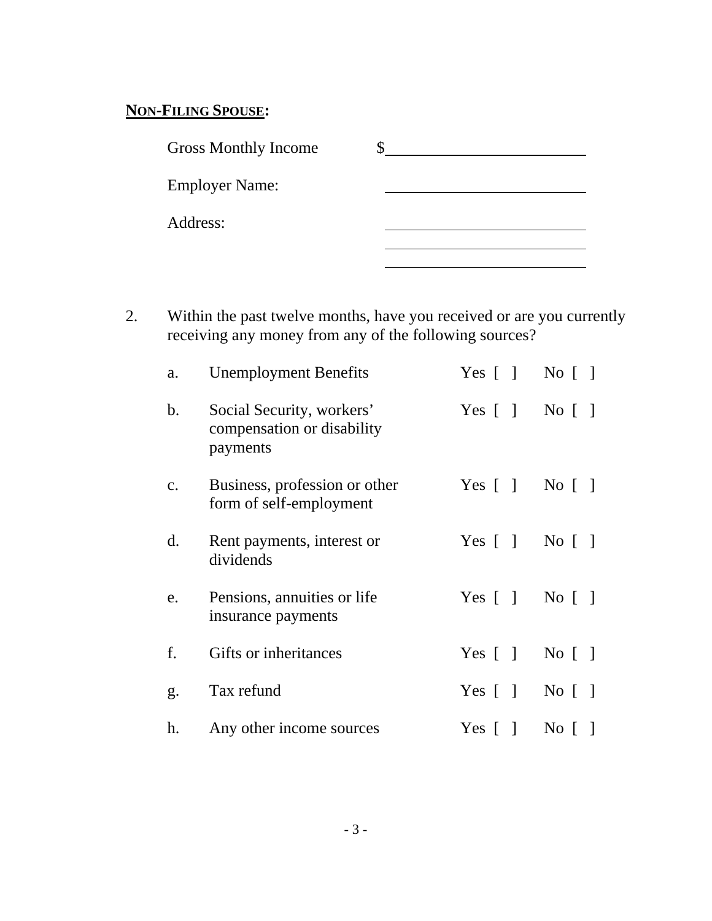**<u>NON-FILING SPOUSE</u>:**

Gross Monthly Income $\_\_\_\_\_\_\_\_\_\_\_\_\_\_\_\_\_\_\_\_\_\_\_\_\_\_

Employer Name: \_\_\_\_\_\_\_\_\_\_\_\_\_\_\_\_\_\_\_\_\_\_\_\_\_\_

Address: \_\_\_\_\_\_\_\_\_\_\_\_\_\_\_\_\_\_\_\_\_\_\_\_\_\_
\_\_\_\_\_\_\_\_\_\_\_\_\_\_\_\_\_\_\_\_\_\_\_\_\_\_
\_\_\_\_\_\_\_\_\_\_\_\_\_\_\_\_\_\_\_\_\_\_\_\_\_\_

2. Within the past twelve months, have you received or are you currently receiving any money from any of the following sources?

   a. Unemployment Benefits — Yes [ ] No [ ]

   b. Social Security, workers' compensation or disability payments — Yes [ ] No [ ]

   c. Business, profession or other form of self-employment — Yes [ ] No [ ]

   d. Rent payments, interest or dividends — Yes [ ] No [ ]

   e. Pensions, annuities or life insurance payments — Yes [ ] No [ ]

   f. Gifts or inheritances — Yes [ ] No [ ]

   g. Tax refund — Yes [ ] No [ ]

   h. Any other income sources — Yes [ ] No [ ]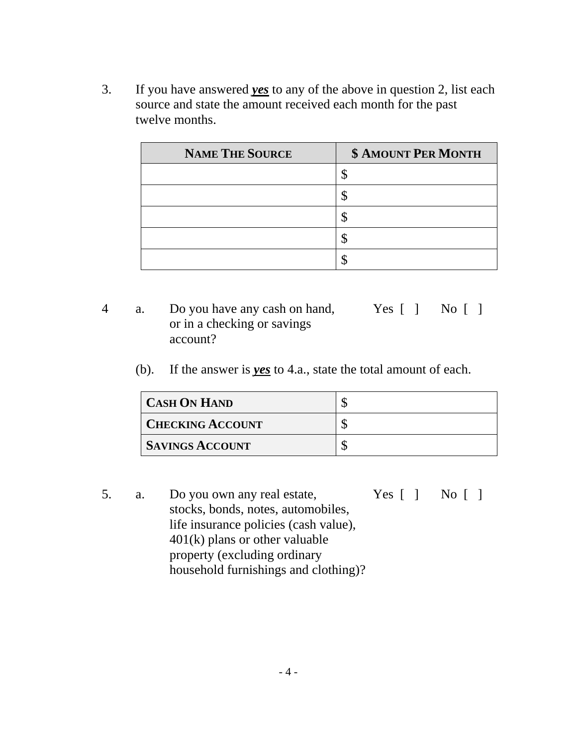3. If you have answered ***yes*** to any of the above in question 2, list each source and state the amount received each month for the past twelve months.

| **NAME THE SOURCE** | **$ AMOUNT PER MONTH** |
|---|---|
| | $ |
| | $ |
| | $ |
| | $ |
| | $ |

4 a. Do you have any cash on hand, or in a checking or savings account? Yes [ ] No [ ]

(b). If the answer is ***yes*** to 4.a., state the total amount of each.

| | |
|---|---|
| **CASH ON HAND** | $ |
| **CHECKING ACCOUNT** | $ |
| **SAVINGS ACCOUNT** | $ |

5. a. Do you own any real estate, stocks, bonds, notes, automobiles, life insurance policies (cash value), 401(k) plans or other valuable property (excluding ordinary household furnishings and clothing)? Yes [ ] No [ ]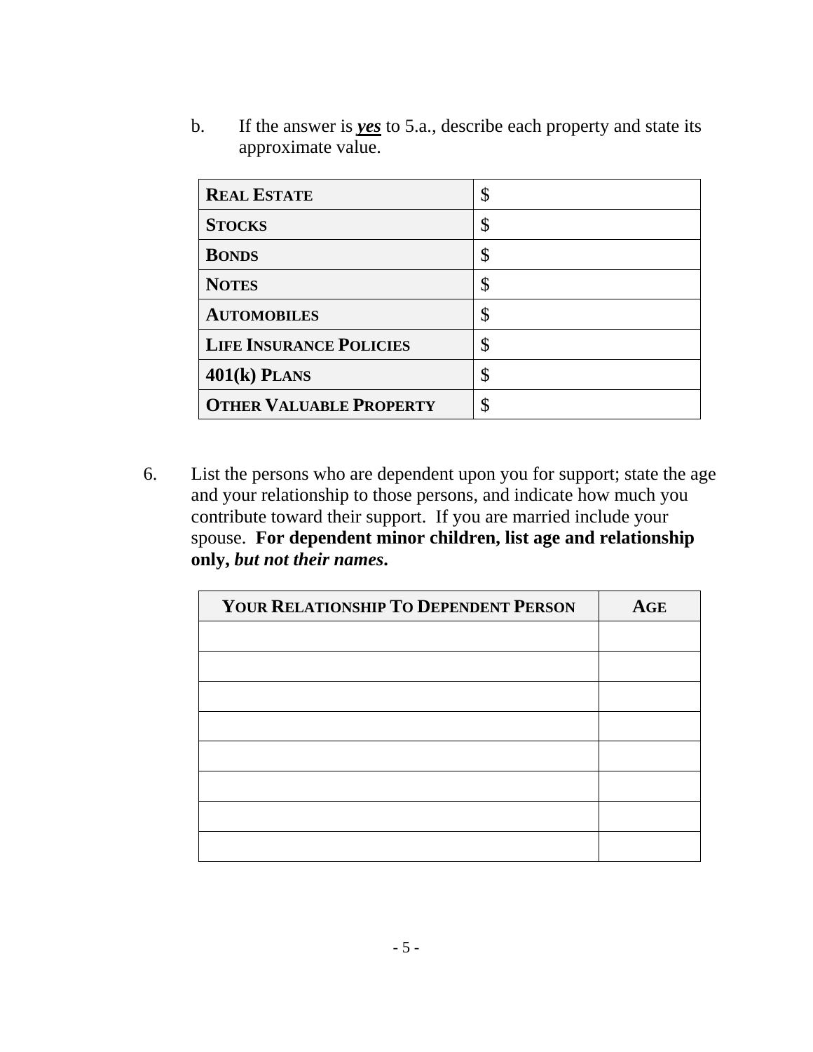b. If the answer is ***yes*** to 5.a., describe each property and state its approximate value.

| **REAL ESTATE** | $ |
|---|---|
| **STOCKS** | $ |
| **BONDS** | $ |
| **NOTES** | $ |
| **AUTOMOBILES** | $ |
| **LIFE INSURANCE POLICIES** | $ |
| **401(k) PLANS** | $ |
| **OTHER VALUABLE PROPERTY** | $ |

6. List the persons who are dependent upon you for support; state the age and your relationship to those persons, and indicate how much you contribute toward their support. If you are married include your spouse. **For dependent minor children, list age and relationship only, *but not their names*.**

| **YOUR RELATIONSHIP TO DEPENDENT PERSON** | **AGE** |
|---|---|
| | |
| | |
| | |
| | |
| | |
| | |
| | |
| | |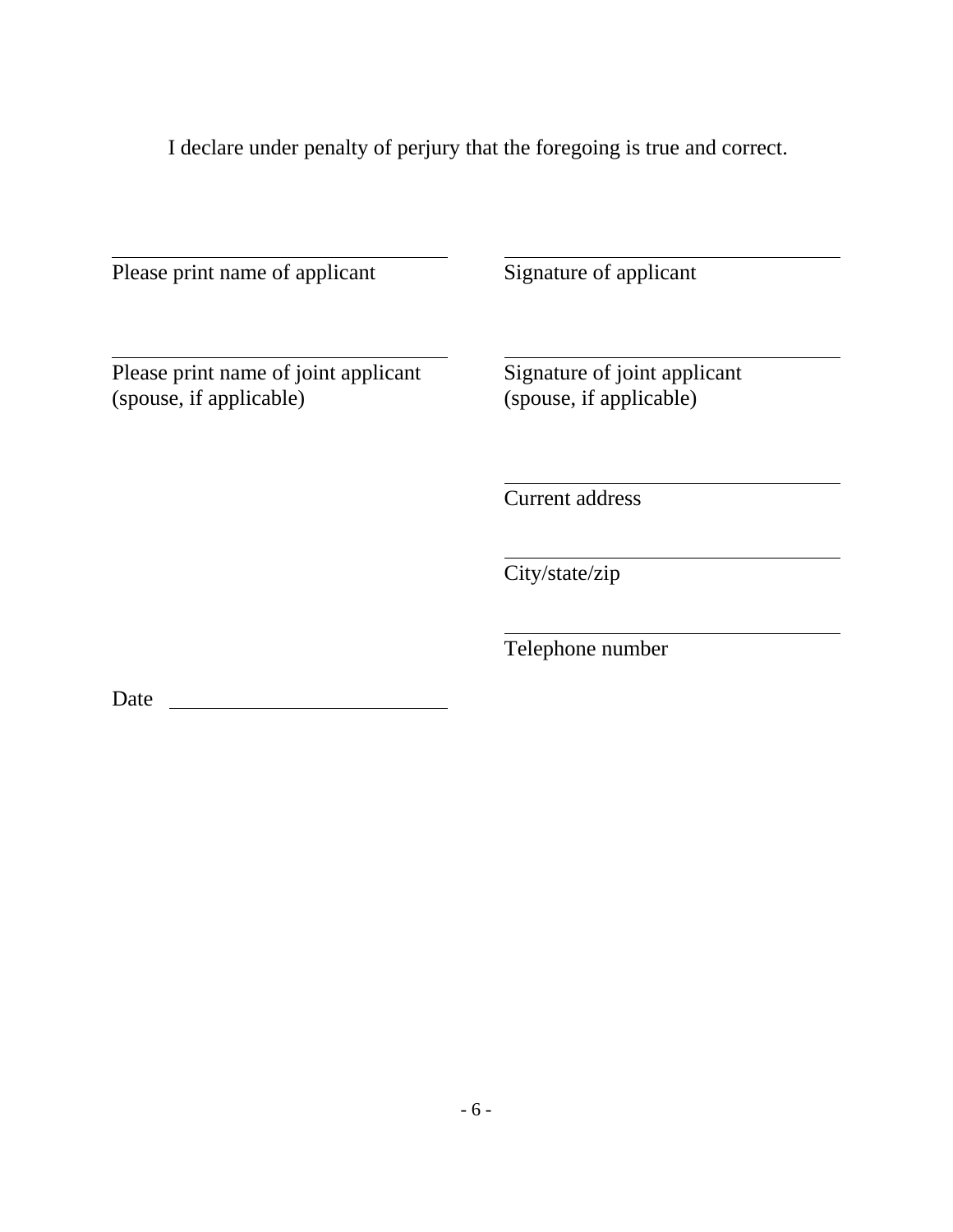I declare under penalty of perjury that the foregoing is true and correct.

\_\_\_\_\_\_\_\_\_\_\_\_\_\_\_\_\_\_\_\_\_\_\_\_\_\_\_\_\_\_
Please print name of applicant

\_\_\_\_\_\_\_\_\_\_\_\_\_\_\_\_\_\_\_\_\_\_\_\_\_\_\_\_\_\_
Signature of applicant

\_\_\_\_\_\_\_\_\_\_\_\_\_\_\_\_\_\_\_\_\_\_\_\_\_\_\_\_\_\_
Please print name of joint applicant
(spouse, if applicable)

\_\_\_\_\_\_\_\_\_\_\_\_\_\_\_\_\_\_\_\_\_\_\_\_\_\_\_\_\_\_
Signature of joint applicant
(spouse, if applicable)

\_\_\_\_\_\_\_\_\_\_\_\_\_\_\_\_\_\_\_\_\_\_\_\_\_\_\_\_\_\_
Current address

\_\_\_\_\_\_\_\_\_\_\_\_\_\_\_\_\_\_\_\_\_\_\_\_\_\_\_\_\_\_
City/state/zip

\_\_\_\_\_\_\_\_\_\_\_\_\_\_\_\_\_\_\_\_\_\_\_\_\_\_\_\_\_\_
Telephone number

Date \_\_\_\_\_\_\_\_\_\_\_\_\_\_\_\_\_\_\_\_\_\_\_\_\_\_